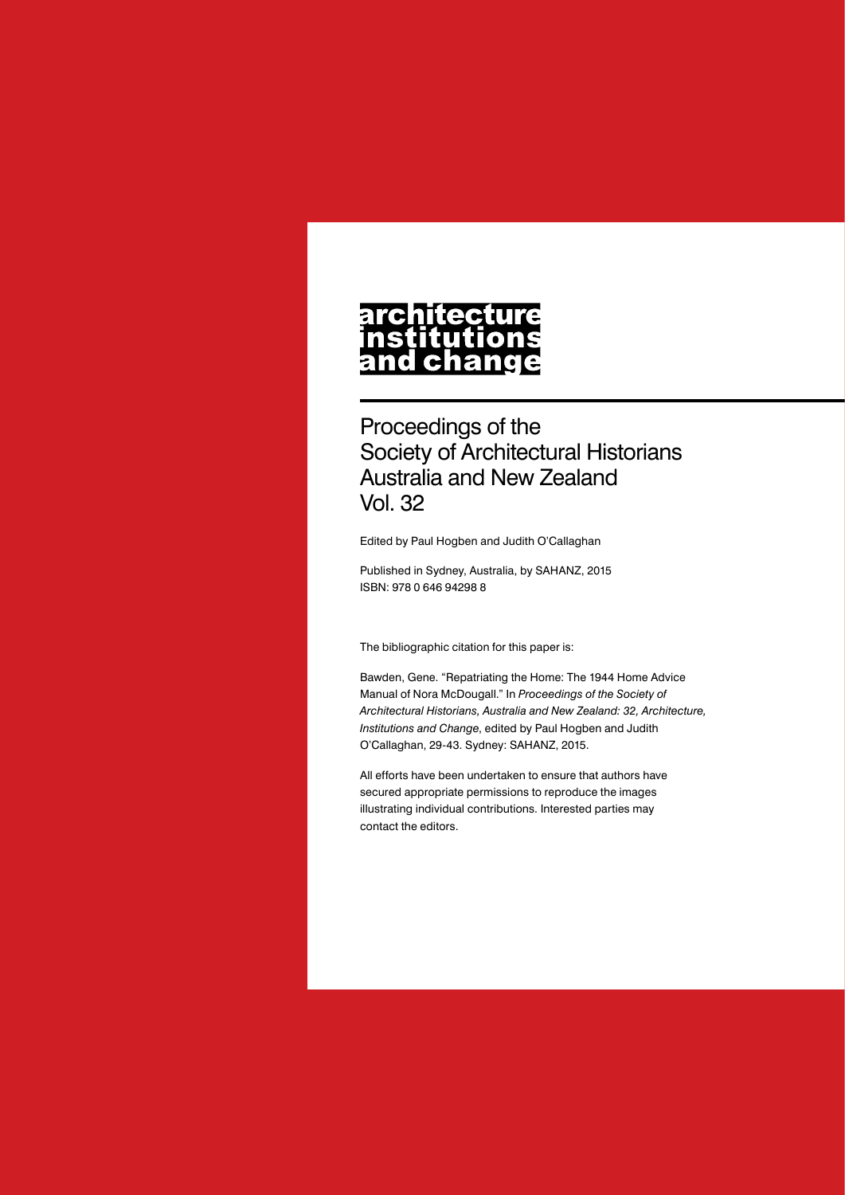# architecture institutions and change

## Proceedings of the Society of Architectural Historians Australia and New Zealand Vol. 32

Edited by Paul Hogben and Judith O'Callaghan

Published in Sydney, Australia, by SAHANZ, 2015
ISBN: 978 0 646 94298 8

The bibliographic citation for this paper is:

Bawden, Gene. "Repatriating the Home: The 1944 Home Advice Manual of Nora McDougall." In *Proceedings of the Society of Architectural Historians, Australia and New Zealand: 32, Architecture, Institutions and Change*, edited by Paul Hogben and Judith O'Callaghan, 29-43. Sydney: SAHANZ, 2015.

All efforts have been undertaken to ensure that authors have secured appropriate permissions to reproduce the images illustrating individual contributions. Interested parties may contact the editors.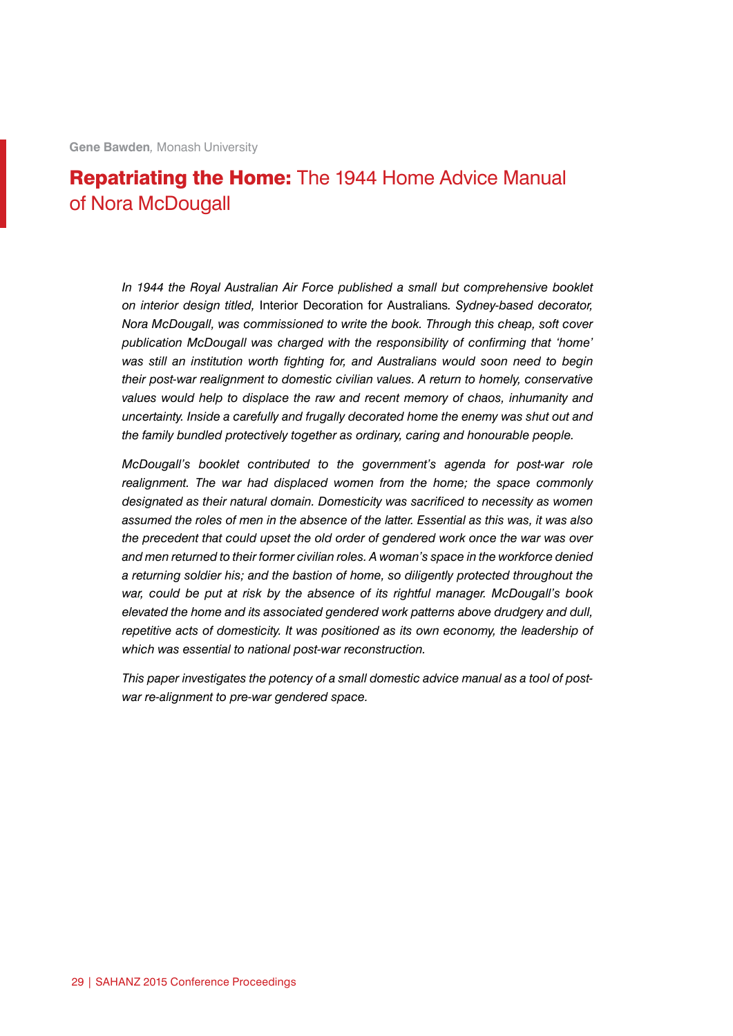**Gene Bawden**, Monash University

# **Repatriating the Home:** The 1944 Home Advice Manual of Nora McDougall

*In 1944 the Royal Australian Air Force published a small but comprehensive booklet on interior design titled,* Interior Decoration for Australians*. Sydney-based decorator, Nora McDougall, was commissioned to write the book. Through this cheap, soft cover publication McDougall was charged with the responsibility of confirming that 'home' was still an institution worth fighting for, and Australians would soon need to begin their post-war realignment to domestic civilian values. A return to homely, conservative values would help to displace the raw and recent memory of chaos, inhumanity and uncertainty. Inside a carefully and frugally decorated home the enemy was shut out and the family bundled protectively together as ordinary, caring and honourable people.*

*McDougall's booklet contributed to the government's agenda for post-war role realignment. The war had displaced women from the home; the space commonly designated as their natural domain. Domesticity was sacrificed to necessity as women assumed the roles of men in the absence of the latter. Essential as this was, it was also the precedent that could upset the old order of gendered work once the war was over and men returned to their former civilian roles. A woman's space in the workforce denied a returning soldier his; and the bastion of home, so diligently protected throughout the war, could be put at risk by the absence of its rightful manager. McDougall's book elevated the home and its associated gendered work patterns above drudgery and dull, repetitive acts of domesticity. It was positioned as its own economy, the leadership of which was essential to national post-war reconstruction.*

*This paper investigates the potency of a small domestic advice manual as a tool of post-war re-alignment to pre-war gendered space.*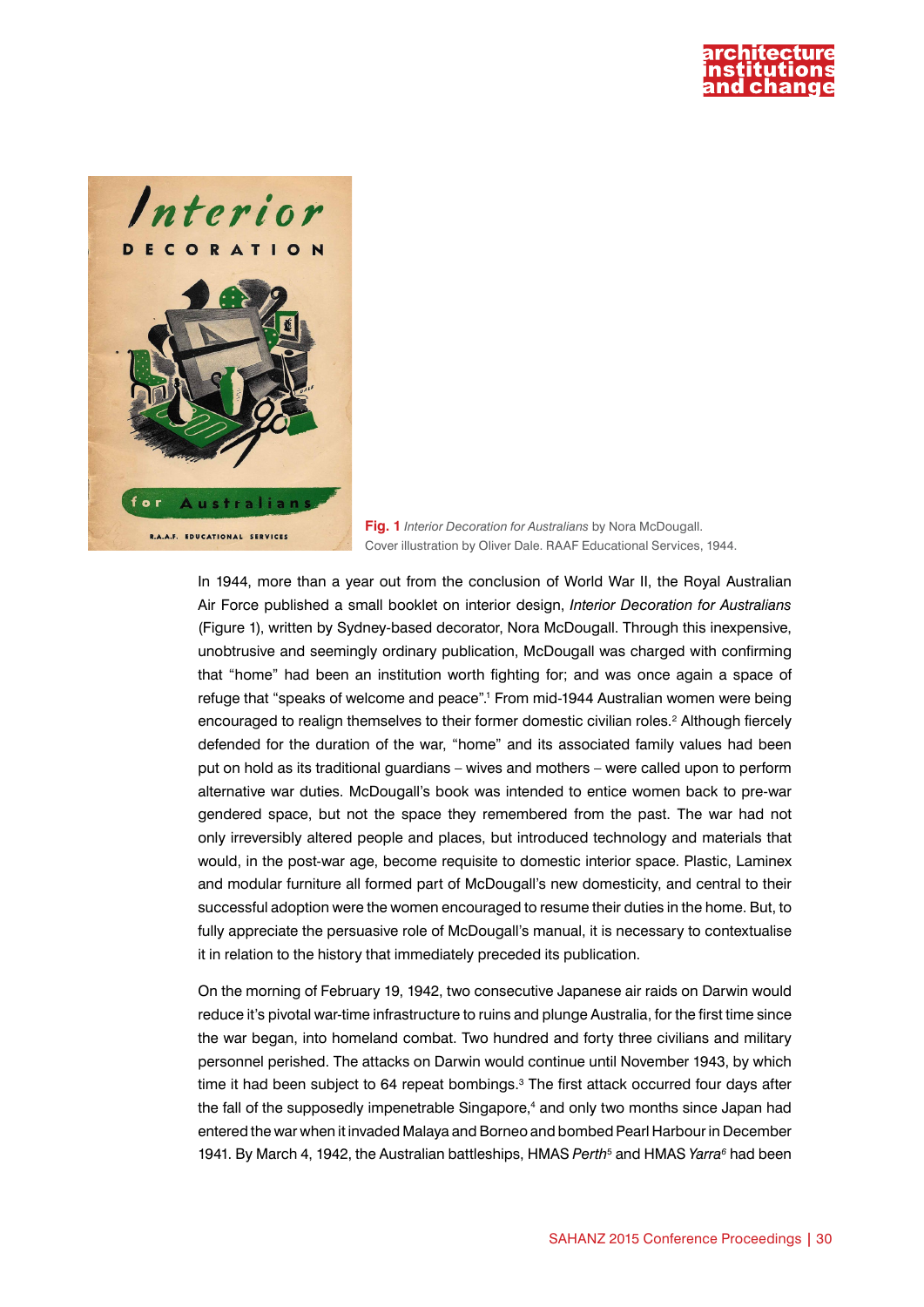**Fig. 1** *Interior Decoration for Australians* by Nora McDougall. Cover illustration by Oliver Dale. RAAF Educational Services, 1944.

In 1944, more than a year out from the conclusion of World War II, the Royal Australian Air Force published a small booklet on interior design, *Interior Decoration for Australians* (Figure 1), written by Sydney-based decorator, Nora McDougall. Through this inexpensive, unobtrusive and seemingly ordinary publication, McDougall was charged with confirming that "home" had been an institution worth fighting for; and was once again a space of refuge that "speaks of welcome and peace".[1] From mid-1944 Australian women were being encouraged to realign themselves to their former domestic civilian roles.[2] Although fiercely defended for the duration of the war, "home" and its associated family values had been put on hold as its traditional guardians – wives and mothers – were called upon to perform alternative war duties. McDougall's book was intended to entice women back to pre-war gendered space, but not the space they remembered from the past. The war had not only irreversibly altered people and places, but introduced technology and materials that would, in the post-war age, become requisite to domestic interior space. Plastic, Laminex and modular furniture all formed part of McDougall's new domesticity, and central to their successful adoption were the women encouraged to resume their duties in the home. But, to fully appreciate the persuasive role of McDougall's manual, it is necessary to contextualise it in relation to the history that immediately preceded its publication.

On the morning of February 19, 1942, two consecutive Japanese air raids on Darwin would reduce it's pivotal war-time infrastructure to ruins and plunge Australia, for the first time since the war began, into homeland combat. Two hundred and forty three civilians and military personnel perished. The attacks on Darwin would continue until November 1943, by which time it had been subject to 64 repeat bombings.[3] The first attack occurred four days after the fall of the supposedly impenetrable Singapore,[4] and only two months since Japan had entered the war when it invaded Malaya and Borneo and bombed Pearl Harbour in December 1941. By March 4, 1942, the Australian battleships, HMAS *Perth*[5] and HMAS *Yarra*[6] had been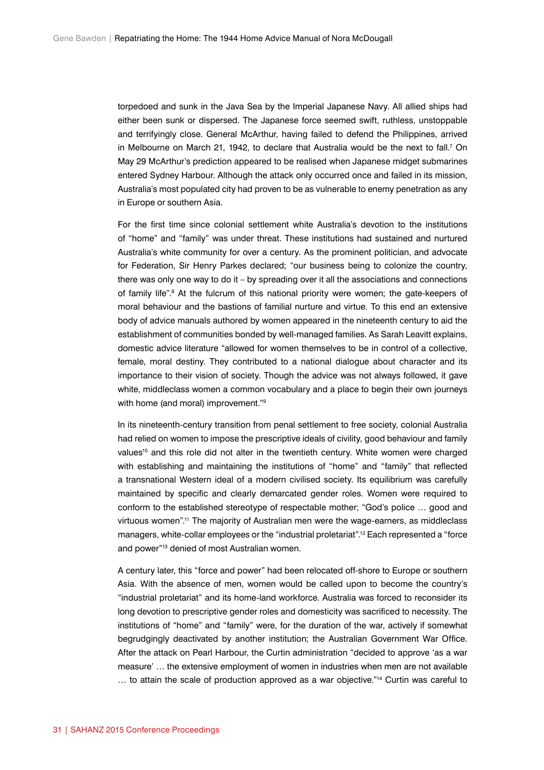torpedoed and sunk in the Java Sea by the Imperial Japanese Navy. All allied ships had either been sunk or dispersed. The Japanese force seemed swift, ruthless, unstoppable and terrifyingly close. General McArthur, having failed to defend the Philippines, arrived in Melbourne on March 21, 1942, to declare that Australia would be the next to fall.[7] On May 29 McArthur's prediction appeared to be realised when Japanese midget submarines entered Sydney Harbour. Although the attack only occurred once and failed in its mission, Australia's most populated city had proven to be as vulnerable to enemy penetration as any in Europe or southern Asia.

For the first time since colonial settlement white Australia's devotion to the institutions of "home" and "family" was under threat. These institutions had sustained and nurtured Australia's white community for over a century. As the prominent politician, and advocate for Federation, Sir Henry Parkes declared; "our business being to colonize the country, there was only one way to do it – by spreading over it all the associations and connections of family life".[8] At the fulcrum of this national priority were women; the gate-keepers of moral behaviour and the bastions of familial nurture and virtue. To this end an extensive body of advice manuals authored by women appeared in the nineteenth century to aid the establishment of communities bonded by well-managed families. As Sarah Leavitt explains, domestic advice literature "allowed for women themselves to be in control of a collective, female, moral destiny. They contributed to a national dialogue about character and its importance to their vision of society. Though the advice was not always followed, it gave white, middleclass women a common vocabulary and a place to begin their own journeys with home (and moral) improvement."[9]

In its nineteenth-century transition from penal settlement to free society, colonial Australia had relied on women to impose the prescriptive ideals of civility, good behaviour and family values[10] and this role did not alter in the twentieth century. White women were charged with establishing and maintaining the institutions of "home" and "family" that reflected a transnational Western ideal of a modern civilised society. Its equilibrium was carefully maintained by specific and clearly demarcated gender roles. Women were required to conform to the established stereotype of respectable mother; "God's police … good and virtuous women".[11] The majority of Australian men were the wage-earners, as middleclass managers, white-collar employees or the "industrial proletariat".[12] Each represented a "force and power"[13] denied of most Australian women.

A century later, this "force and power" had been relocated off-shore to Europe or southern Asia. With the absence of men, women would be called upon to become the country's "industrial proletariat" and its home-land workforce. Australia was forced to reconsider its long devotion to prescriptive gender roles and domesticity was sacrificed to necessity. The institutions of "home" and "family" were, for the duration of the war, actively if somewhat begrudgingly deactivated by another institution; the Australian Government War Office. After the attack on Pearl Harbour, the Curtin administration "decided to approve 'as a war measure' … the extensive employment of women in industries when men are not available … to attain the scale of production approved as a war objective."[14] Curtin was careful to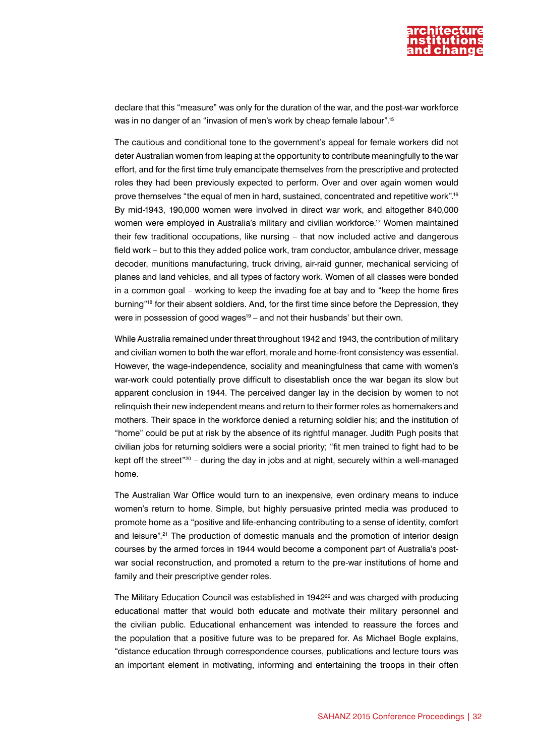declare that this "measure" was only for the duration of the war, and the post-war workforce was in no danger of an "invasion of men's work by cheap female labour".[15]

The cautious and conditional tone to the government's appeal for female workers did not deter Australian women from leaping at the opportunity to contribute meaningfully to the war effort, and for the first time truly emancipate themselves from the prescriptive and protected roles they had been previously expected to perform. Over and over again women would prove themselves "the equal of men in hard, sustained, concentrated and repetitive work".[16] By mid-1943, 190,000 women were involved in direct war work, and altogether 840,000 women were employed in Australia's military and civilian workforce.[17] Women maintained their few traditional occupations, like nursing – that now included active and dangerous field work – but to this they added police work, tram conductor, ambulance driver, message decoder, munitions manufacturing, truck driving, air-raid gunner, mechanical servicing of planes and land vehicles, and all types of factory work. Women of all classes were bonded in a common goal – working to keep the invading foe at bay and to "keep the home fires burning"[18] for their absent soldiers. And, for the first time since before the Depression, they were in possession of good wages[19] – and not their husbands' but their own.

While Australia remained under threat throughout 1942 and 1943, the contribution of military and civilian women to both the war effort, morale and home-front consistency was essential. However, the wage-independence, sociality and meaningfulness that came with women's war-work could potentially prove difficult to disestablish once the war began its slow but apparent conclusion in 1944. The perceived danger lay in the decision by women to not relinquish their new independent means and return to their former roles as homemakers and mothers. Their space in the workforce denied a returning soldier his; and the institution of "home" could be put at risk by the absence of its rightful manager. Judith Pugh posits that civilian jobs for returning soldiers were a social priority; "fit men trained to fight had to be kept off the street"[20] – during the day in jobs and at night, securely within a well-managed home.

The Australian War Office would turn to an inexpensive, even ordinary means to induce women's return to home. Simple, but highly persuasive printed media was produced to promote home as a "positive and life-enhancing contributing to a sense of identity, comfort and leisure".[21] The production of domestic manuals and the promotion of interior design courses by the armed forces in 1944 would become a component part of Australia's post-war social reconstruction, and promoted a return to the pre-war institutions of home and family and their prescriptive gender roles.

The Military Education Council was established in 1942[22] and was charged with producing educational matter that would both educate and motivate their military personnel and the civilian public. Educational enhancement was intended to reassure the forces and the population that a positive future was to be prepared for. As Michael Bogle explains, "distance education through correspondence courses, publications and lecture tours was an important element in motivating, informing and entertaining the troops in their often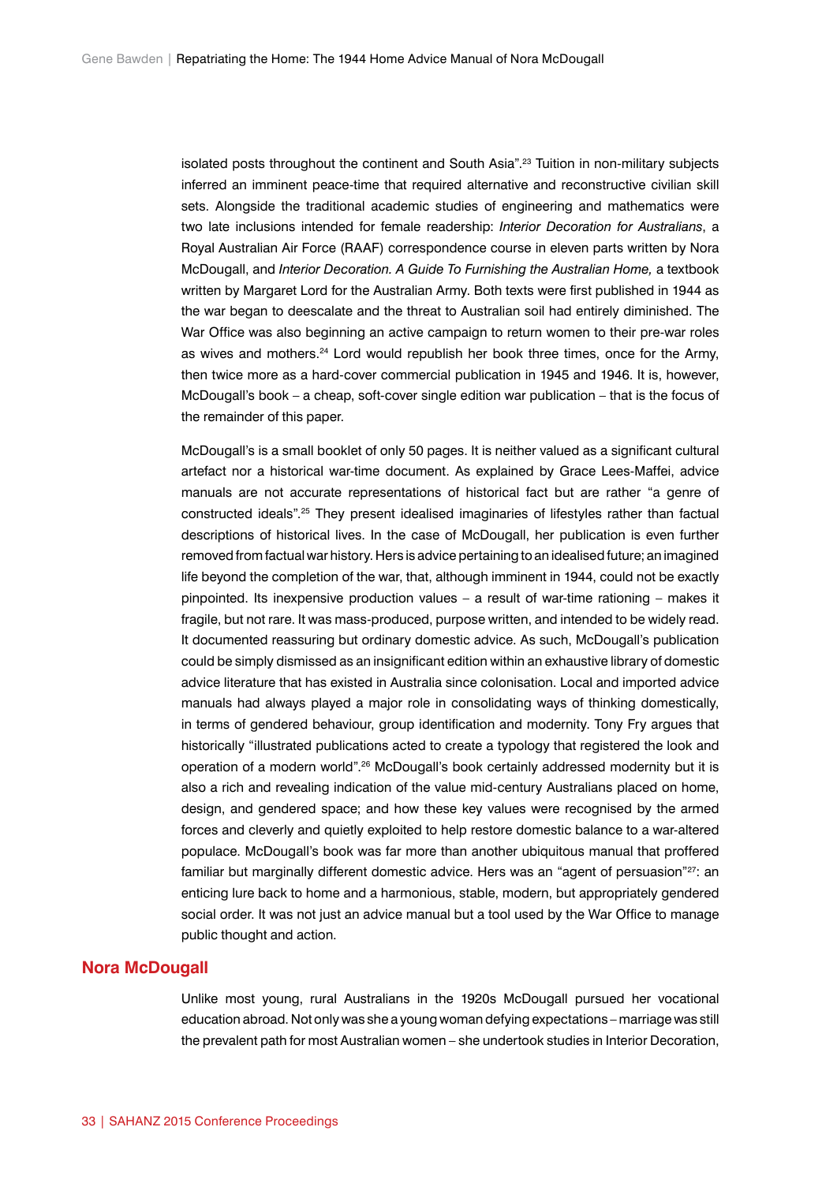isolated posts throughout the continent and South Asia".[23] Tuition in non-military subjects inferred an imminent peace-time that required alternative and reconstructive civilian skill sets. Alongside the traditional academic studies of engineering and mathematics were two late inclusions intended for female readership: *Interior Decoration for Australians*, a Royal Australian Air Force (RAAF) correspondence course in eleven parts written by Nora McDougall, and *Interior Decoration. A Guide To Furnishing the Australian Home,* a textbook written by Margaret Lord for the Australian Army. Both texts were first published in 1944 as the war began to deescalate and the threat to Australian soil had entirely diminished. The War Office was also beginning an active campaign to return women to their pre-war roles as wives and mothers.[24] Lord would republish her book three times, once for the Army, then twice more as a hard-cover commercial publication in 1945 and 1946. It is, however, McDougall's book – a cheap, soft-cover single edition war publication – that is the focus of the remainder of this paper.

McDougall's is a small booklet of only 50 pages. It is neither valued as a significant cultural artefact nor a historical war-time document. As explained by Grace Lees-Maffei, advice manuals are not accurate representations of historical fact but are rather "a genre of constructed ideals".[25] They present idealised imaginaries of lifestyles rather than factual descriptions of historical lives. In the case of McDougall, her publication is even further removed from factual war history. Hers is advice pertaining to an idealised future; an imagined life beyond the completion of the war, that, although imminent in 1944, could not be exactly pinpointed. Its inexpensive production values – a result of war-time rationing – makes it fragile, but not rare. It was mass-produced, purpose written, and intended to be widely read. It documented reassuring but ordinary domestic advice. As such, McDougall's publication could be simply dismissed as an insignificant edition within an exhaustive library of domestic advice literature that has existed in Australia since colonisation. Local and imported advice manuals had always played a major role in consolidating ways of thinking domestically, in terms of gendered behaviour, group identification and modernity. Tony Fry argues that historically "illustrated publications acted to create a typology that registered the look and operation of a modern world".[26] McDougall's book certainly addressed modernity but it is also a rich and revealing indication of the value mid-century Australians placed on home, design, and gendered space; and how these key values were recognised by the armed forces and cleverly and quietly exploited to help restore domestic balance to a war-altered populace. McDougall's book was far more than another ubiquitous manual that proffered familiar but marginally different domestic advice. Hers was an "agent of persuasion"[27]: an enticing lure back to home and a harmonious, stable, modern, but appropriately gendered social order. It was not just an advice manual but a tool used by the War Office to manage public thought and action.

## Nora McDougall

Unlike most young, rural Australians in the 1920s McDougall pursued her vocational education abroad. Not only was she a young woman defying expectations – marriage was still the prevalent path for most Australian women – she undertook studies in Interior Decoration,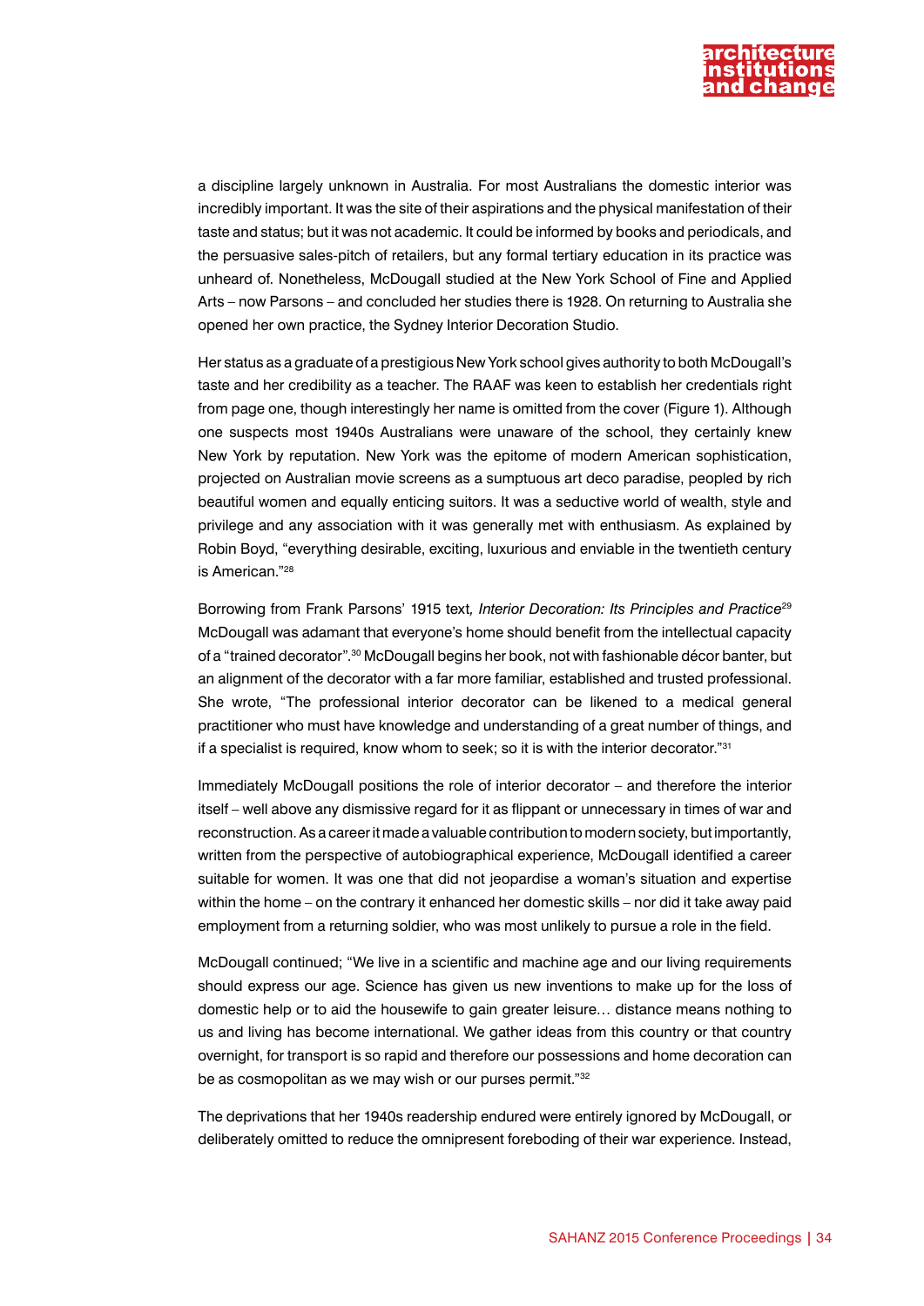a discipline largely unknown in Australia. For most Australians the domestic interior was incredibly important. It was the site of their aspirations and the physical manifestation of their taste and status; but it was not academic. It could be informed by books and periodicals, and the persuasive sales-pitch of retailers, but any formal tertiary education in its practice was unheard of. Nonetheless, McDougall studied at the New York School of Fine and Applied Arts – now Parsons – and concluded her studies there is 1928. On returning to Australia she opened her own practice, the Sydney Interior Decoration Studio.

Her status as a graduate of a prestigious New York school gives authority to both McDougall's taste and her credibility as a teacher. The RAAF was keen to establish her credentials right from page one, though interestingly her name is omitted from the cover (Figure 1). Although one suspects most 1940s Australians were unaware of the school, they certainly knew New York by reputation. New York was the epitome of modern American sophistication, projected on Australian movie screens as a sumptuous art deco paradise, peopled by rich beautiful women and equally enticing suitors. It was a seductive world of wealth, style and privilege and any association with it was generally met with enthusiasm. As explained by Robin Boyd, "everything desirable, exciting, luxurious and enviable in the twentieth century is American."[28]

Borrowing from Frank Parsons' 1915 text*, Interior Decoration: Its Principles and Practice*[29] McDougall was adamant that everyone's home should benefit from the intellectual capacity of a "trained decorator".[30] McDougall begins her book, not with fashionable décor banter, but an alignment of the decorator with a far more familiar, established and trusted professional. She wrote, "The professional interior decorator can be likened to a medical general practitioner who must have knowledge and understanding of a great number of things, and if a specialist is required, know whom to seek; so it is with the interior decorator."[31]

Immediately McDougall positions the role of interior decorator – and therefore the interior itself – well above any dismissive regard for it as flippant or unnecessary in times of war and reconstruction. As a career it made a valuable contribution to modern society, but importantly, written from the perspective of autobiographical experience, McDougall identified a career suitable for women. It was one that did not jeopardise a woman's situation and expertise within the home – on the contrary it enhanced her domestic skills – nor did it take away paid employment from a returning soldier, who was most unlikely to pursue a role in the field.

McDougall continued; "We live in a scientific and machine age and our living requirements should express our age. Science has given us new inventions to make up for the loss of domestic help or to aid the housewife to gain greater leisure… distance means nothing to us and living has become international. We gather ideas from this country or that country overnight, for transport is so rapid and therefore our possessions and home decoration can be as cosmopolitan as we may wish or our purses permit."[32]

The deprivations that her 1940s readership endured were entirely ignored by McDougall, or deliberately omitted to reduce the omnipresent foreboding of their war experience. Instead,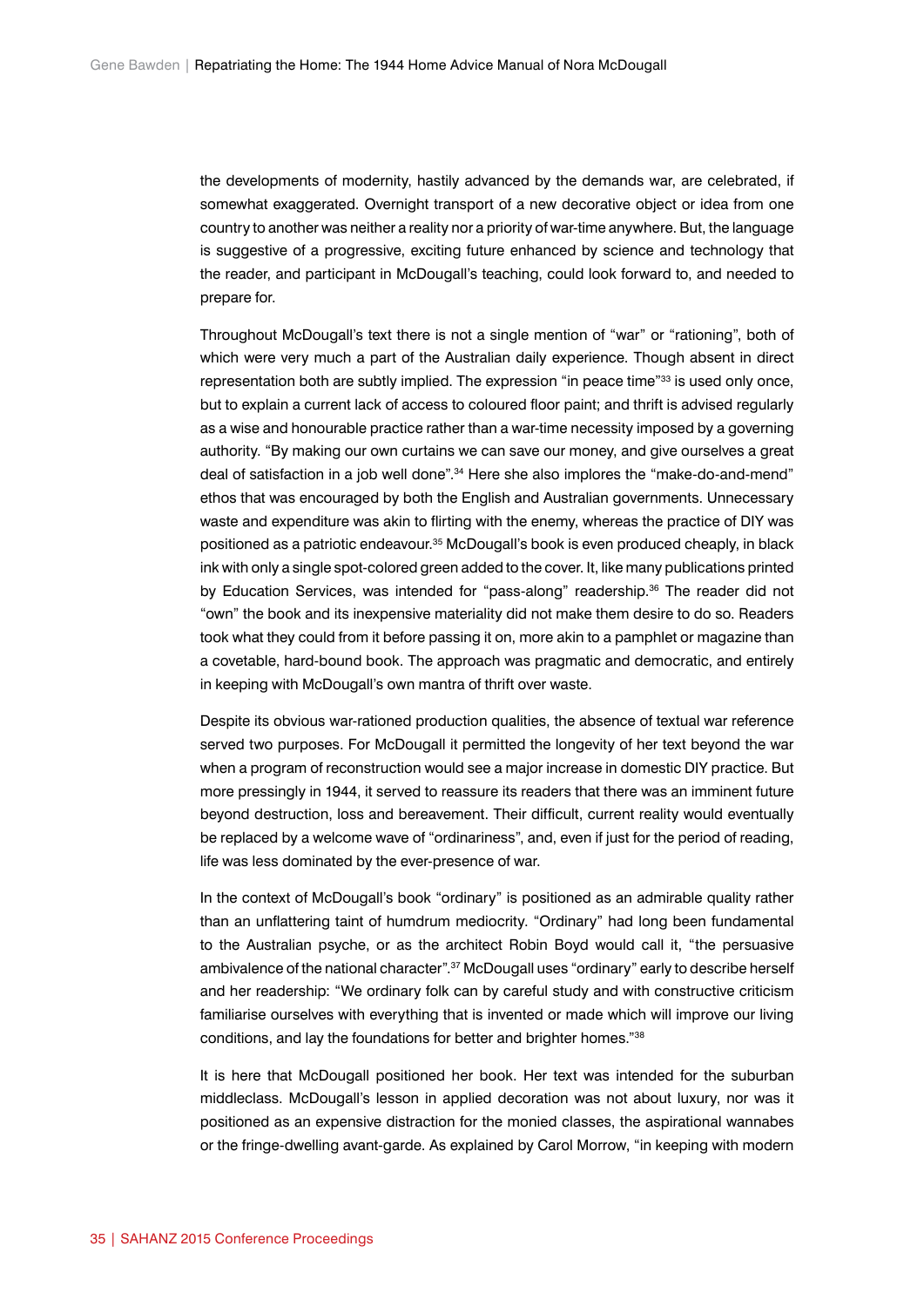the developments of modernity, hastily advanced by the demands war, are celebrated, if somewhat exaggerated. Overnight transport of a new decorative object or idea from one country to another was neither a reality nor a priority of war-time anywhere. But, the language is suggestive of a progressive, exciting future enhanced by science and technology that the reader, and participant in McDougall's teaching, could look forward to, and needed to prepare for.

Throughout McDougall's text there is not a single mention of "war" or "rationing", both of which were very much a part of the Australian daily experience. Though absent in direct representation both are subtly implied. The expression "in peace time"[33] is used only once, but to explain a current lack of access to coloured floor paint; and thrift is advised regularly as a wise and honourable practice rather than a war-time necessity imposed by a governing authority. "By making our own curtains we can save our money, and give ourselves a great deal of satisfaction in a job well done".[34] Here she also implores the "make-do-and-mend" ethos that was encouraged by both the English and Australian governments. Unnecessary waste and expenditure was akin to flirting with the enemy, whereas the practice of DIY was positioned as a patriotic endeavour.[35] McDougall's book is even produced cheaply, in black ink with only a single spot-colored green added to the cover. It, like many publications printed by Education Services, was intended for "pass-along" readership.[36] The reader did not "own" the book and its inexpensive materiality did not make them desire to do so. Readers took what they could from it before passing it on, more akin to a pamphlet or magazine than a covetable, hard-bound book. The approach was pragmatic and democratic, and entirely in keeping with McDougall's own mantra of thrift over waste.

Despite its obvious war-rationed production qualities, the absence of textual war reference served two purposes. For McDougall it permitted the longevity of her text beyond the war when a program of reconstruction would see a major increase in domestic DIY practice. But more pressingly in 1944, it served to reassure its readers that there was an imminent future beyond destruction, loss and bereavement. Their difficult, current reality would eventually be replaced by a welcome wave of "ordinariness", and, even if just for the period of reading, life was less dominated by the ever-presence of war.

In the context of McDougall's book "ordinary" is positioned as an admirable quality rather than an unflattering taint of humdrum mediocrity. "Ordinary" had long been fundamental to the Australian psyche, or as the architect Robin Boyd would call it, "the persuasive ambivalence of the national character".[37] McDougall uses "ordinary" early to describe herself and her readership: "We ordinary folk can by careful study and with constructive criticism familiarise ourselves with everything that is invented or made which will improve our living conditions, and lay the foundations for better and brighter homes."[38]

It is here that McDougall positioned her book. Her text was intended for the suburban middleclass. McDougall's lesson in applied decoration was not about luxury, nor was it positioned as an expensive distraction for the monied classes, the aspirational wannabes or the fringe-dwelling avant-garde. As explained by Carol Morrow, "in keeping with modern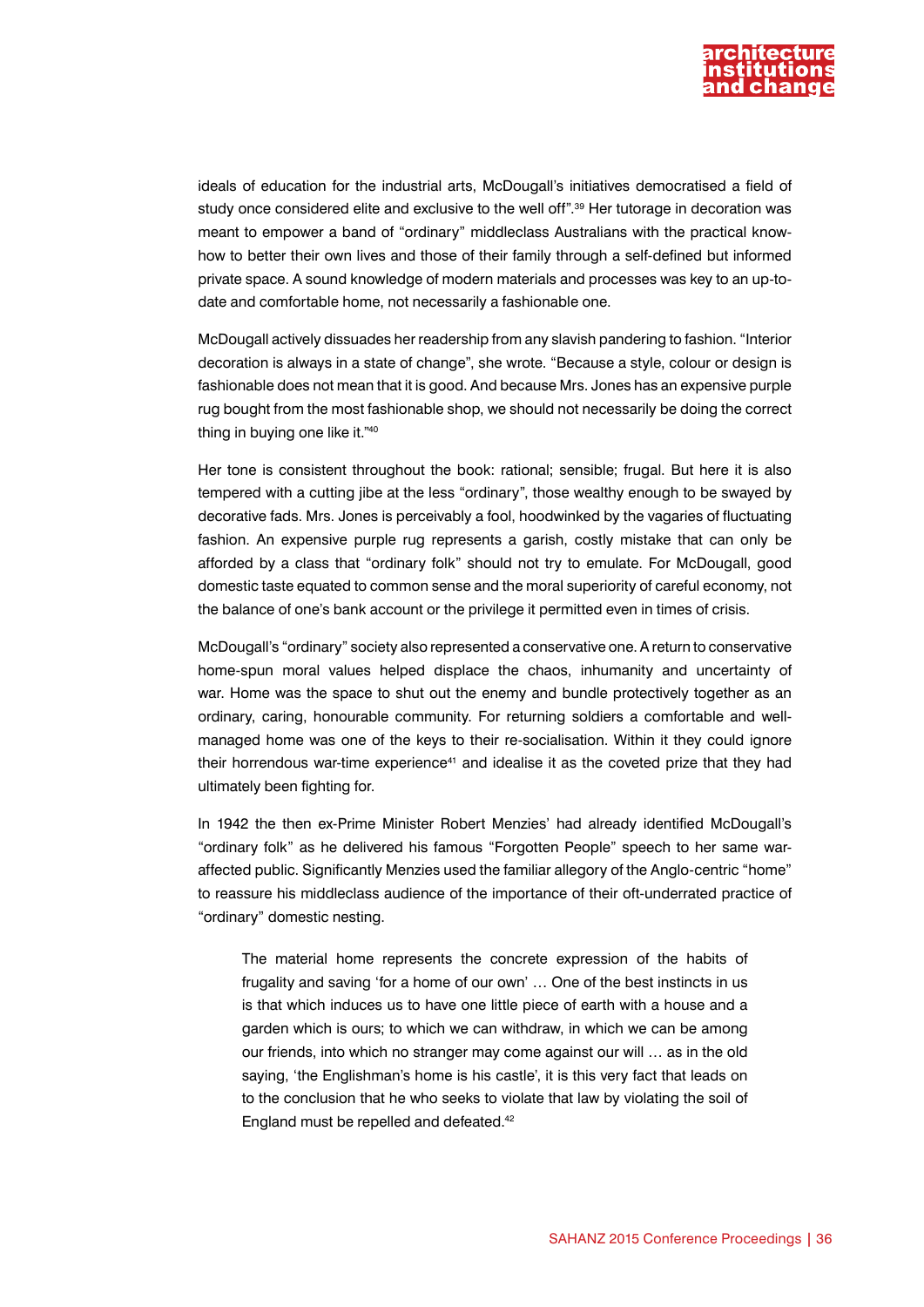ideals of education for the industrial arts, McDougall's initiatives democratised a field of study once considered elite and exclusive to the well off".[39] Her tutorage in decoration was meant to empower a band of "ordinary" middleclass Australians with the practical know-how to better their own lives and those of their family through a self-defined but informed private space. A sound knowledge of modern materials and processes was key to an up-to-date and comfortable home, not necessarily a fashionable one.

McDougall actively dissuades her readership from any slavish pandering to fashion. "Interior decoration is always in a state of change", she wrote. "Because a style, colour or design is fashionable does not mean that it is good. And because Mrs. Jones has an expensive purple rug bought from the most fashionable shop, we should not necessarily be doing the correct thing in buying one like it."[40]

Her tone is consistent throughout the book: rational; sensible; frugal. But here it is also tempered with a cutting jibe at the less "ordinary", those wealthy enough to be swayed by decorative fads. Mrs. Jones is perceivably a fool, hoodwinked by the vagaries of fluctuating fashion. An expensive purple rug represents a garish, costly mistake that can only be afforded by a class that "ordinary folk" should not try to emulate. For McDougall, good domestic taste equated to common sense and the moral superiority of careful economy, not the balance of one's bank account or the privilege it permitted even in times of crisis.

McDougall's "ordinary" society also represented a conservative one. A return to conservative home-spun moral values helped displace the chaos, inhumanity and uncertainty of war. Home was the space to shut out the enemy and bundle protectively together as an ordinary, caring, honourable community. For returning soldiers a comfortable and well-managed home was one of the keys to their re-socialisation. Within it they could ignore their horrendous war-time experience[41] and idealise it as the coveted prize that they had ultimately been fighting for.

In 1942 the then ex-Prime Minister Robert Menzies' had already identified McDougall's "ordinary folk" as he delivered his famous "Forgotten People" speech to her same war-affected public. Significantly Menzies used the familiar allegory of the Anglo-centric "home" to reassure his middleclass audience of the importance of their oft-underrated practice of "ordinary" domestic nesting.

> The material home represents the concrete expression of the habits of frugality and saving 'for a home of our own' … One of the best instincts in us is that which induces us to have one little piece of earth with a house and a garden which is ours; to which we can withdraw, in which we can be among our friends, into which no stranger may come against our will … as in the old saying, 'the Englishman's home is his castle', it is this very fact that leads on to the conclusion that he who seeks to violate that law by violating the soil of England must be repelled and defeated.[42]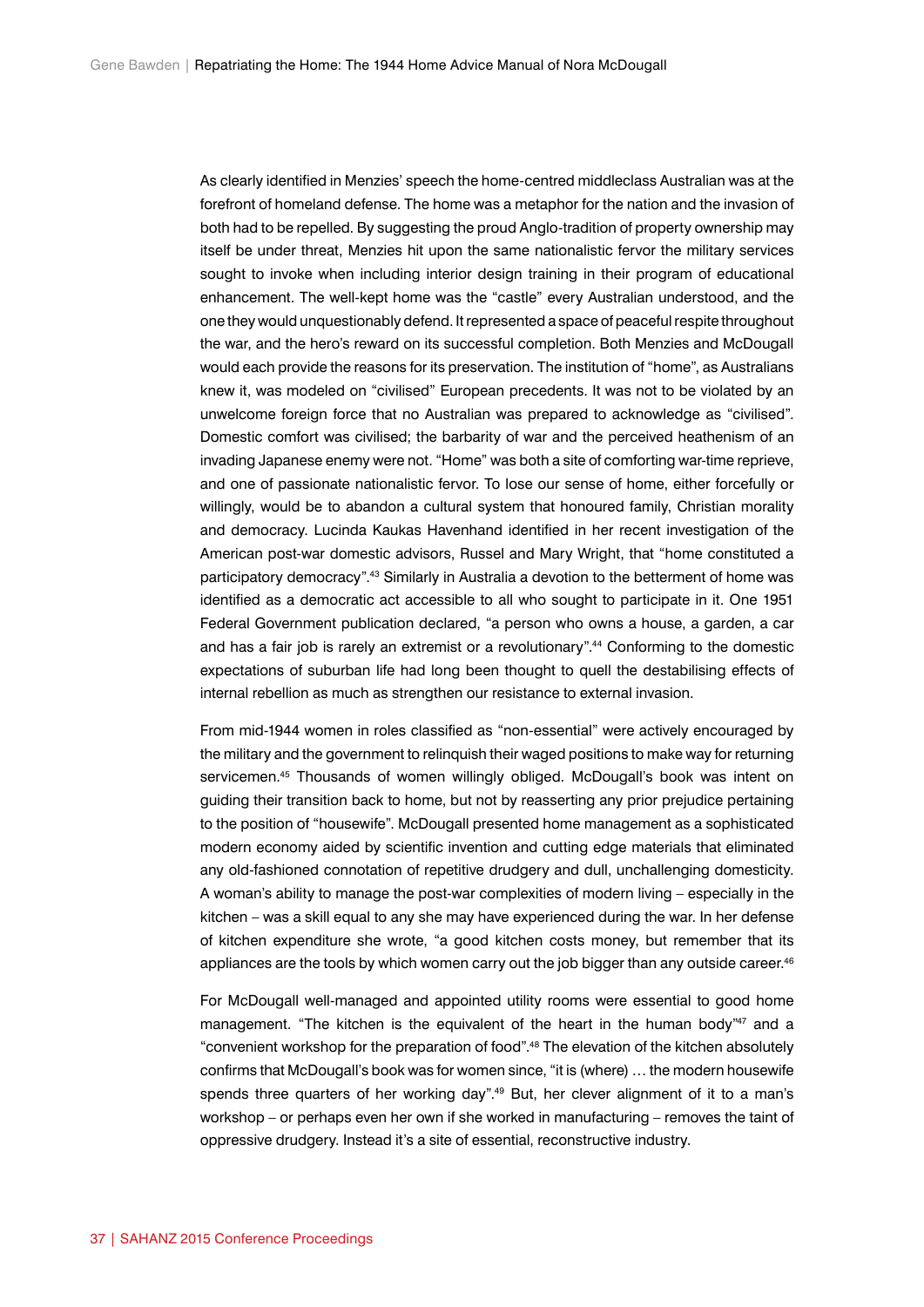As clearly identified in Menzies' speech the home-centred middleclass Australian was at the forefront of homeland defense. The home was a metaphor for the nation and the invasion of both had to be repelled. By suggesting the proud Anglo-tradition of property ownership may itself be under threat, Menzies hit upon the same nationalistic fervor the military services sought to invoke when including interior design training in their program of educational enhancement. The well-kept home was the "castle" every Australian understood, and the one they would unquestionably defend. It represented a space of peaceful respite throughout the war, and the hero's reward on its successful completion. Both Menzies and McDougall would each provide the reasons for its preservation. The institution of "home", as Australians knew it, was modeled on "civilised" European precedents. It was not to be violated by an unwelcome foreign force that no Australian was prepared to acknowledge as "civilised". Domestic comfort was civilised; the barbarity of war and the perceived heathenism of an invading Japanese enemy were not. "Home" was both a site of comforting war-time reprieve, and one of passionate nationalistic fervor. To lose our sense of home, either forcefully or willingly, would be to abandon a cultural system that honoured family, Christian morality and democracy. Lucinda Kaukas Havenhand identified in her recent investigation of the American post-war domestic advisors, Russel and Mary Wright, that "home constituted a participatory democracy".[43] Similarly in Australia a devotion to the betterment of home was identified as a democratic act accessible to all who sought to participate in it. One 1951 Federal Government publication declared, "a person who owns a house, a garden, a car and has a fair job is rarely an extremist or a revolutionary".[44] Conforming to the domestic expectations of suburban life had long been thought to quell the destabilising effects of internal rebellion as much as strengthen our resistance to external invasion.

From mid-1944 women in roles classified as "non-essential" were actively encouraged by the military and the government to relinquish their waged positions to make way for returning servicemen.[45] Thousands of women willingly obliged. McDougall's book was intent on guiding their transition back to home, but not by reasserting any prior prejudice pertaining to the position of "housewife". McDougall presented home management as a sophisticated modern economy aided by scientific invention and cutting edge materials that eliminated any old-fashioned connotation of repetitive drudgery and dull, unchallenging domesticity. A woman's ability to manage the post-war complexities of modern living – especially in the kitchen – was a skill equal to any she may have experienced during the war. In her defense of kitchen expenditure she wrote, "a good kitchen costs money, but remember that its appliances are the tools by which women carry out the job bigger than any outside career.[46]

For McDougall well-managed and appointed utility rooms were essential to good home management. "The kitchen is the equivalent of the heart in the human body"[47] and a "convenient workshop for the preparation of food".[48] The elevation of the kitchen absolutely confirms that McDougall's book was for women since, "it is (where) … the modern housewife spends three quarters of her working day".[49] But, her clever alignment of it to a man's workshop – or perhaps even her own if she worked in manufacturing – removes the taint of oppressive drudgery. Instead it's a site of essential, reconstructive industry.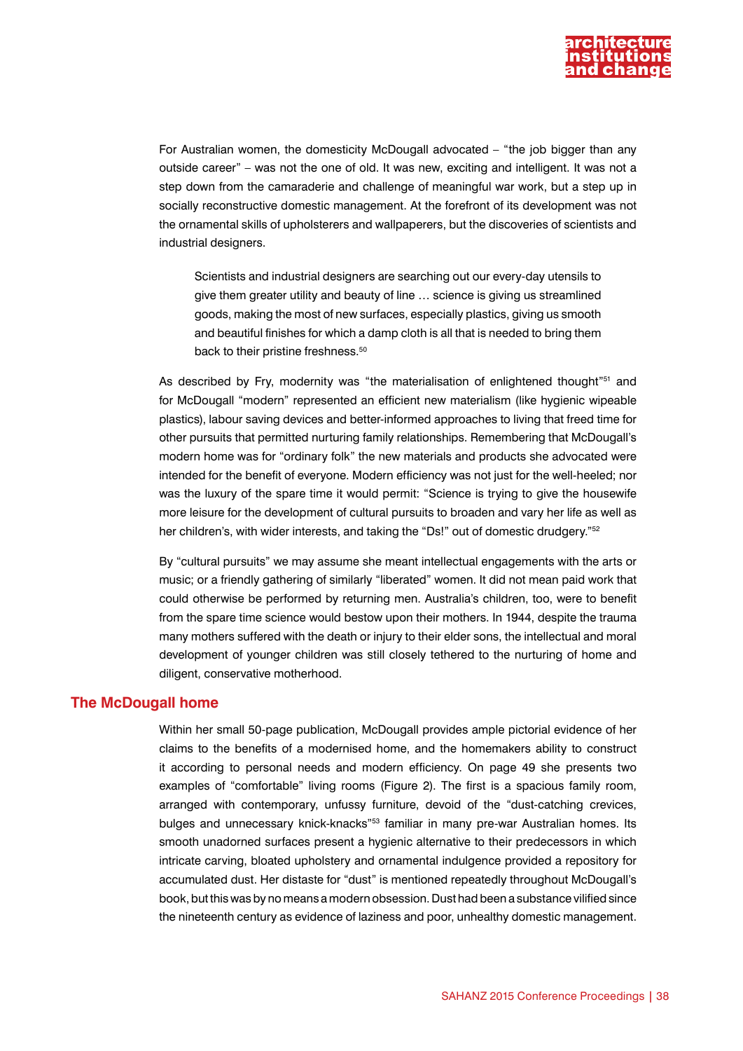For Australian women, the domesticity McDougall advocated – "the job bigger than any outside career" – was not the one of old. It was new, exciting and intelligent. It was not a step down from the camaraderie and challenge of meaningful war work, but a step up in socially reconstructive domestic management. At the forefront of its development was not the ornamental skills of upholsterers and wallpaperers, but the discoveries of scientists and industrial designers.

> Scientists and industrial designers are searching out our every-day utensils to give them greater utility and beauty of line … science is giving us streamlined goods, making the most of new surfaces, especially plastics, giving us smooth and beautiful finishes for which a damp cloth is all that is needed to bring them back to their pristine freshness.[50]

As described by Fry, modernity was "the materialisation of enlightened thought"[51] and for McDougall "modern" represented an efficient new materialism (like hygienic wipeable plastics), labour saving devices and better-informed approaches to living that freed time for other pursuits that permitted nurturing family relationships. Remembering that McDougall's modern home was for "ordinary folk" the new materials and products she advocated were intended for the benefit of everyone. Modern efficiency was not just for the well-heeled; nor was the luxury of the spare time it would permit: "Science is trying to give the housewife more leisure for the development of cultural pursuits to broaden and vary her life as well as her children's, with wider interests, and taking the "Ds!" out of domestic drudgery."[52]

By "cultural pursuits" we may assume she meant intellectual engagements with the arts or music; or a friendly gathering of similarly "liberated" women. It did not mean paid work that could otherwise be performed by returning men. Australia's children, too, were to benefit from the spare time science would bestow upon their mothers. In 1944, despite the trauma many mothers suffered with the death or injury to their elder sons, the intellectual and moral development of younger children was still closely tethered to the nurturing of home and diligent, conservative motherhood.

## The McDougall home

Within her small 50-page publication, McDougall provides ample pictorial evidence of her claims to the benefits of a modernised home, and the homemakers ability to construct it according to personal needs and modern efficiency. On page 49 she presents two examples of "comfortable" living rooms (Figure 2). The first is a spacious family room, arranged with contemporary, unfussy furniture, devoid of the "dust-catching crevices, bulges and unnecessary knick-knacks"[53] familiar in many pre-war Australian homes. Its smooth unadorned surfaces present a hygienic alternative to their predecessors in which intricate carving, bloated upholstery and ornamental indulgence provided a repository for accumulated dust. Her distaste for "dust" is mentioned repeatedly throughout McDougall's book, but this was by no means a modern obsession. Dust had been a substance vilified since the nineteenth century as evidence of laziness and poor, unhealthy domestic management.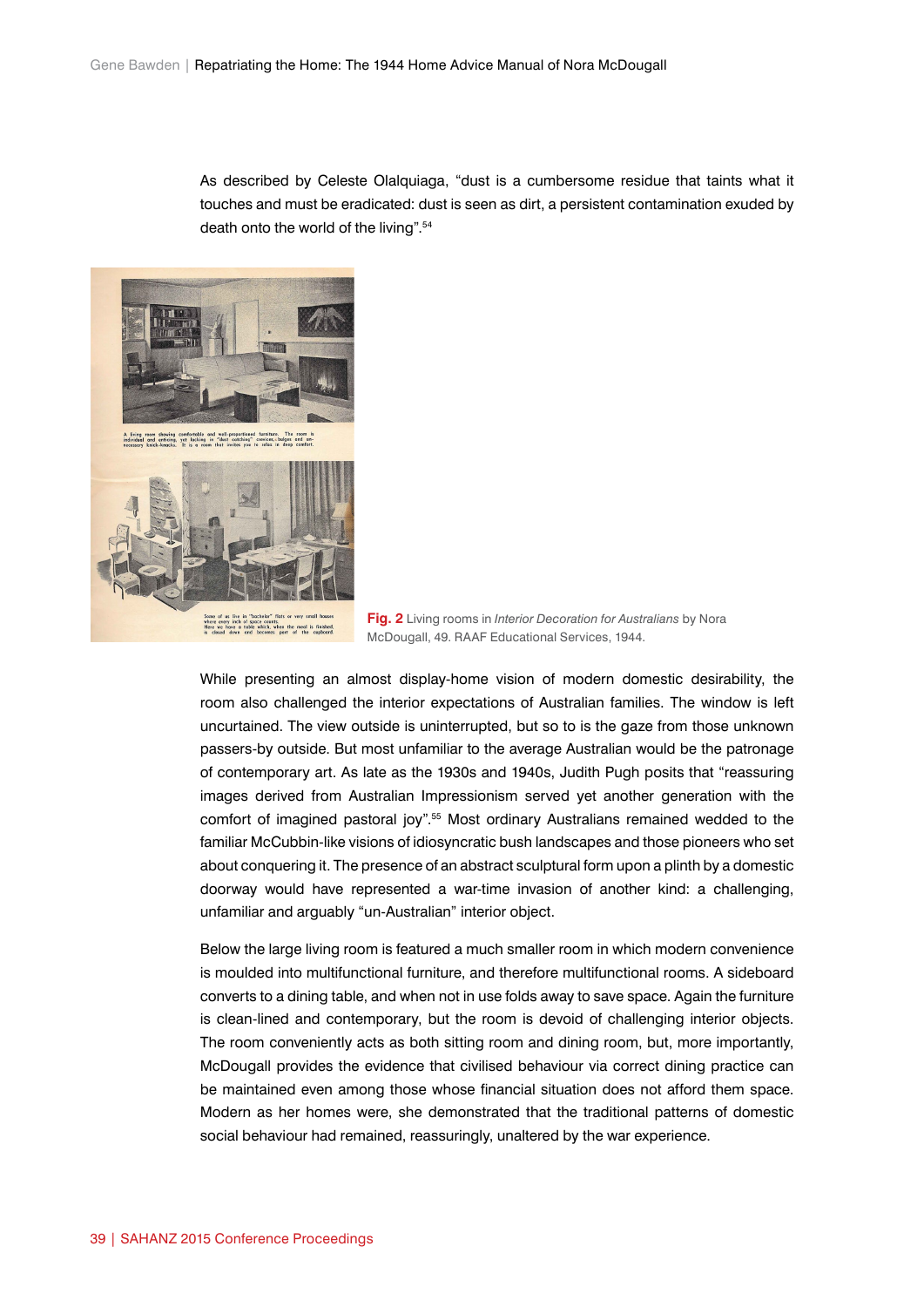As described by Celeste Olalquiaga, "dust is a cumbersome residue that taints what it touches and must be eradicated: dust is seen as dirt, a persistent contamination exuded by death onto the world of the living".[54]

**Fig. 2** Living rooms in *Interior Decoration for Australians* by Nora McDougall, 49. RAAF Educational Services, 1944.

While presenting an almost display-home vision of modern domestic desirability, the room also challenged the interior expectations of Australian families. The window is left uncurtained. The view outside is uninterrupted, but so to is the gaze from those unknown passers-by outside. But most unfamiliar to the average Australian would be the patronage of contemporary art. As late as the 1930s and 1940s, Judith Pugh posits that "reassuring images derived from Australian Impressionism served yet another generation with the comfort of imagined pastoral joy".[55] Most ordinary Australians remained wedded to the familiar McCubbin-like visions of idiosyncratic bush landscapes and those pioneers who set about conquering it. The presence of an abstract sculptural form upon a plinth by a domestic doorway would have represented a war-time invasion of another kind: a challenging, unfamiliar and arguably "un-Australian" interior object.

Below the large living room is featured a much smaller room in which modern convenience is moulded into multifunctional furniture, and therefore multifunctional rooms. A sideboard converts to a dining table, and when not in use folds away to save space. Again the furniture is clean-lined and contemporary, but the room is devoid of challenging interior objects. The room conveniently acts as both sitting room and dining room, but, more importantly, McDougall provides the evidence that civilised behaviour via correct dining practice can be maintained even among those whose financial situation does not afford them space. Modern as her homes were, she demonstrated that the traditional patterns of domestic social behaviour had remained, reassuringly, unaltered by the war experience.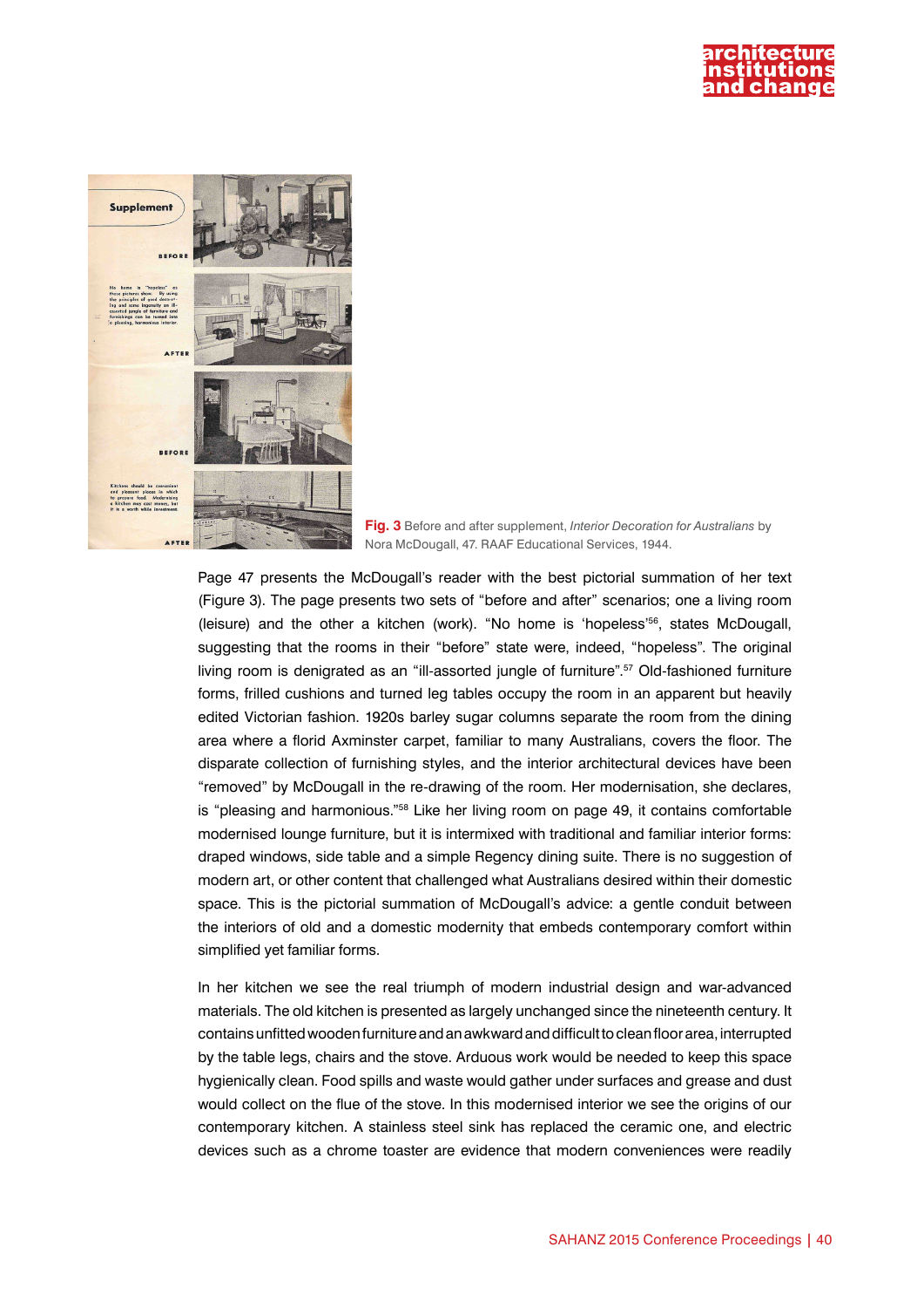**Fig. 3** Before and after supplement, *Interior Decoration for Australians* by Nora McDougall, 47. RAAF Educational Services, 1944.

Page 47 presents the McDougall's reader with the best pictorial summation of her text (Figure 3). The page presents two sets of "before and after" scenarios; one a living room (leisure) and the other a kitchen (work). "No home is 'hopeless'[56], states McDougall, suggesting that the rooms in their "before" state were, indeed, "hopeless". The original living room is denigrated as an "ill-assorted jungle of furniture".[57] Old-fashioned furniture forms, frilled cushions and turned leg tables occupy the room in an apparent but heavily edited Victorian fashion. 1920s barley sugar columns separate the room from the dining area where a florid Axminster carpet, familiar to many Australians, covers the floor. The disparate collection of furnishing styles, and the interior architectural devices have been "removed" by McDougall in the re-drawing of the room. Her modernisation, she declares, is "pleasing and harmonious."[58] Like her living room on page 49, it contains comfortable modernised lounge furniture, but it is intermixed with traditional and familiar interior forms: draped windows, side table and a simple Regency dining suite. There is no suggestion of modern art, or other content that challenged what Australians desired within their domestic space. This is the pictorial summation of McDougall's advice: a gentle conduit between the interiors of old and a domestic modernity that embeds contemporary comfort within simplified yet familiar forms.

In her kitchen we see the real triumph of modern industrial design and war-advanced materials. The old kitchen is presented as largely unchanged since the nineteenth century. It contains unfitted wooden furniture and an awkward and difficult to clean floor area, interrupted by the table legs, chairs and the stove. Arduous work would be needed to keep this space hygienically clean. Food spills and waste would gather under surfaces and grease and dust would collect on the flue of the stove. In this modernised interior we see the origins of our contemporary kitchen. A stainless steel sink has replaced the ceramic one, and electric devices such as a chrome toaster are evidence that modern conveniences were readily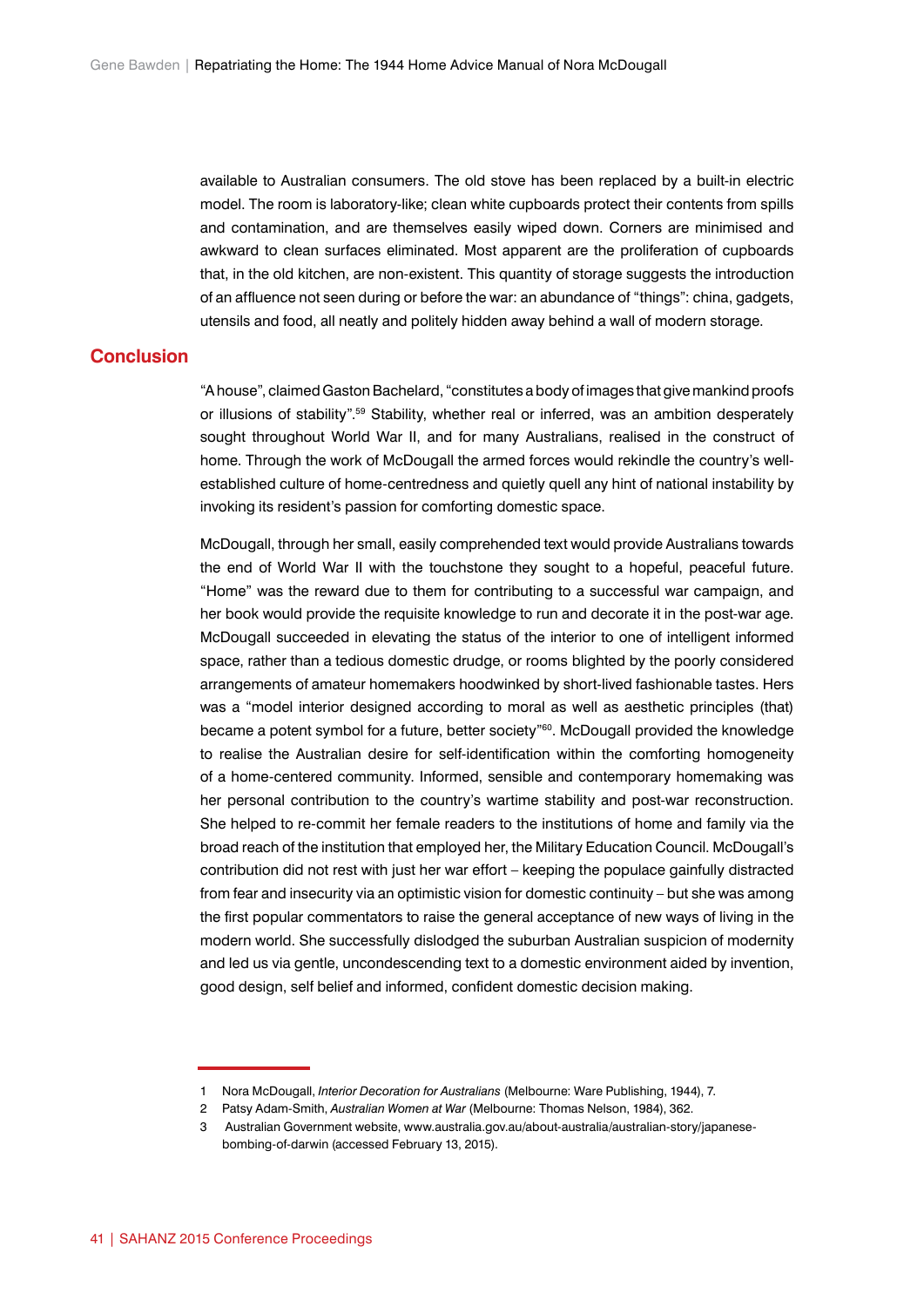available to Australian consumers. The old stove has been replaced by a built-in electric model. The room is laboratory-like; clean white cupboards protect their contents from spills and contamination, and are themselves easily wiped down. Corners are minimised and awkward to clean surfaces eliminated. Most apparent are the proliferation of cupboards that, in the old kitchen, are non-existent. This quantity of storage suggests the introduction of an affluence not seen during or before the war: an abundance of "things": china, gadgets, utensils and food, all neatly and politely hidden away behind a wall of modern storage.

## Conclusion

"A house", claimed Gaston Bachelard, "constitutes a body of images that give mankind proofs or illusions of stability".[59] Stability, whether real or inferred, was an ambition desperately sought throughout World War II, and for many Australians, realised in the construct of home. Through the work of McDougall the armed forces would rekindle the country's well-established culture of home-centredness and quietly quell any hint of national instability by invoking its resident's passion for comforting domestic space.

McDougall, through her small, easily comprehended text would provide Australians towards the end of World War II with the touchstone they sought to a hopeful, peaceful future. "Home" was the reward due to them for contributing to a successful war campaign, and her book would provide the requisite knowledge to run and decorate it in the post-war age. McDougall succeeded in elevating the status of the interior to one of intelligent informed space, rather than a tedious domestic drudge, or rooms blighted by the poorly considered arrangements of amateur homemakers hoodwinked by short-lived fashionable tastes. Hers was a "model interior designed according to moral as well as aesthetic principles (that) became a potent symbol for a future, better society"[60]. McDougall provided the knowledge to realise the Australian desire for self-identification within the comforting homogeneity of a home-centered community. Informed, sensible and contemporary homemaking was her personal contribution to the country's wartime stability and post-war reconstruction. She helped to re-commit her female readers to the institutions of home and family via the broad reach of the institution that employed her, the Military Education Council. McDougall's contribution did not rest with just her war effort – keeping the populace gainfully distracted from fear and insecurity via an optimistic vision for domestic continuity – but she was among the first popular commentators to raise the general acceptance of new ways of living in the modern world. She successfully dislodged the suburban Australian suspicion of modernity and led us via gentle, uncondescending text to a domestic environment aided by invention, good design, self belief and informed, confident domestic decision making.

---

1 Nora McDougall, *Interior Decoration for Australians* (Melbourne: Ware Publishing, 1944), 7.

2 Patsy Adam-Smith, *Australian Women at War* (Melbourne: Thomas Nelson, 1984), 362.

3 Australian Government website, www.australia.gov.au/about-australia/australian-story/japanese-bombing-of-darwin (accessed February 13, 2015).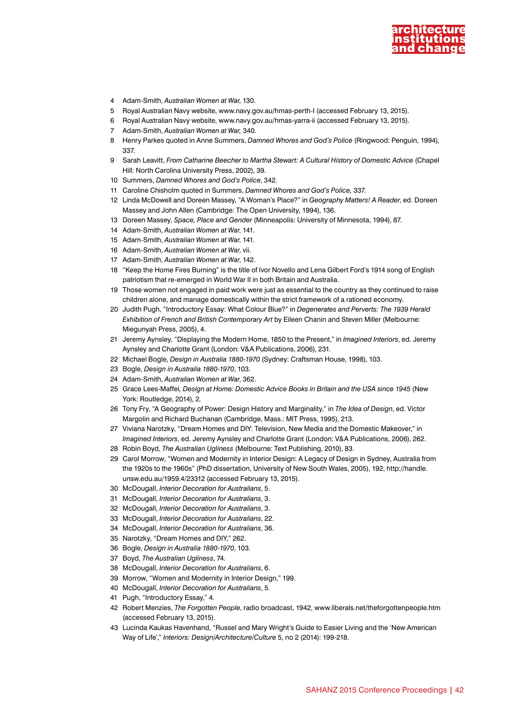4 Adam-Smith, *Australian Women at War*, 130.

5 Royal Australian Navy website, www.navy.gov.au/hmas-perth-I (accessed February 13, 2015).

6 Royal Australian Navy website, www.navy.gov.au/hmas-yarra-ii (accessed February 13, 2015).

7 Adam-Smith, *Australian Women at War,* 340.

8 Henry Parkes quoted in Anne Summers, *Damned Whores and God's Police* (Ringwood: Penguin, 1994), 337.

9 Sarah Leavitt, *From Catharine Beecher to Martha Stewart: A Cultural History of Domestic Advice* (Chapel Hill: North Carolina University Press, 2002), 39.

10 Summers, *Damned Whores and God's Police*, 342.

11 Caroline Chisholm quoted in Summers, *Damned Whores and God's Police,* 337.

12 Linda McDowell and Doreen Massey, "A Woman's Place?" in *Geography Matters! A Reader*, ed. Doreen Massey and John Allen (Cambridge: The Open University, 1994), 136.

13 Doreen Massey, *Space, Place and Gender* (Minneapolis: University of Minnesota, 1994), 87.

14 Adam-Smith, *Australian Women at War*, 141.

15 Adam-Smith, *Australian Women at War*, 141.

16 Adam-Smith, *Australian Women at War*, vii.

17 Adam-Smith, *Australian Women at War*, 142.

18 "Keep the Home Fires Burning" is the title of Ivor Novello and Lena Gilbert Ford's 1914 song of English patriotism that re-emerged in World War II in both Britain and Australia.

19 Those women not engaged in paid work were just as essential to the country as they continued to raise children alone, and manage domestically within the strict framework of a rationed economy.

20 Judith Pugh, "Introductory Essay: What Colour Blue?" in *Degenerates and Perverts: The 1939 Herald Exhibition of French and British Contemporary Art* by Eileen Chanin and Steven Miller (Melbourne: Miegunyah Press, 2005), 4.

21 Jeremy Aynsley, "Displaying the Modern Home, 1850 to the Present," in *Imagined Interiors*, ed. Jeremy Aynsley and Charlotte Grant (London: V&A Publications, 2006), 231.

22 Michael Bogle, *Design in Australia 1880-1970* (Sydney: Craftsman House, 1998), 103.

23 Bogle, *Design in Australia 1880-1970*, 103.

24 Adam-Smith, *Australian Women at War*, 362.

25 Grace Lees-Maffei*, Design at Home: Domestic Advice Books in Britain and the USA since 1945* (New York: Routledge, 2014), 2.

26 Tony Fry, "A Geography of Power: Design History and Marginality," in *The Idea of Design*, ed. Victor Margolin and Richard Buchanan (Cambridge, Mass.: MIT Press, 1995), 213.

27 Viviana Narotzky, "Dream Homes and DIY: Television, New Media and the Domestic Makeover," in *Imagined Interiors*, ed. Jeremy Aynsley and Charlotte Grant (London: V&A Publications, 2006), 262.

28 Robin Boyd, *The Australian Ugliness* (Melbourne: Text Publishing, 2010), 83.

29 Carol Morrow, "Women and Modernity in Interior Design: A Legacy of Design in Sydney, Australia from the 1920s to the 1960s" (PhD dissertation, University of New South Wales, 2005), 192, http://handle.unsw.edu.au/1959.4/23312 (accessed February 13, 2015).

30 McDougall, *Interior Decoration for Australians*, 5.

31 McDougall, *Interior Decoration for Australians*, 3.

32 McDougall, *Interior Decoration for Australians*, 3.

33 McDougall, *Interior Decoration for Australians*, 22.

34 McDougall, *Interior Decoration for Australians*, 36.

35 Narotzky, "Dream Homes and DIY," 262.

36 Bogle, *Design in Australia 1880-1970*, 103.

37 Boyd, *The Australian Ugliness*, 74.

38 McDougall, *Interior Decoration for Australians*, 6.

39 Morrow, "Women and Modernity in Interior Design," 199.

40 McDougall, *Interior Decoration for Australians*, 5.

41 Pugh, "Introductory Essay," 4.

42 Robert Menzies, *The Forgotten People*, radio broadcast, 1942, www.liberals.net/theforgottenpeople.htm (accessed February 13, 2015).

43 Lucinda Kaukas Havenhand, "Russel and Mary Wright's Guide to Easier Living and the 'New American Way of Life'," *Interiors: Design/Architecture/Culture* 5, no 2 (2014): 199-218.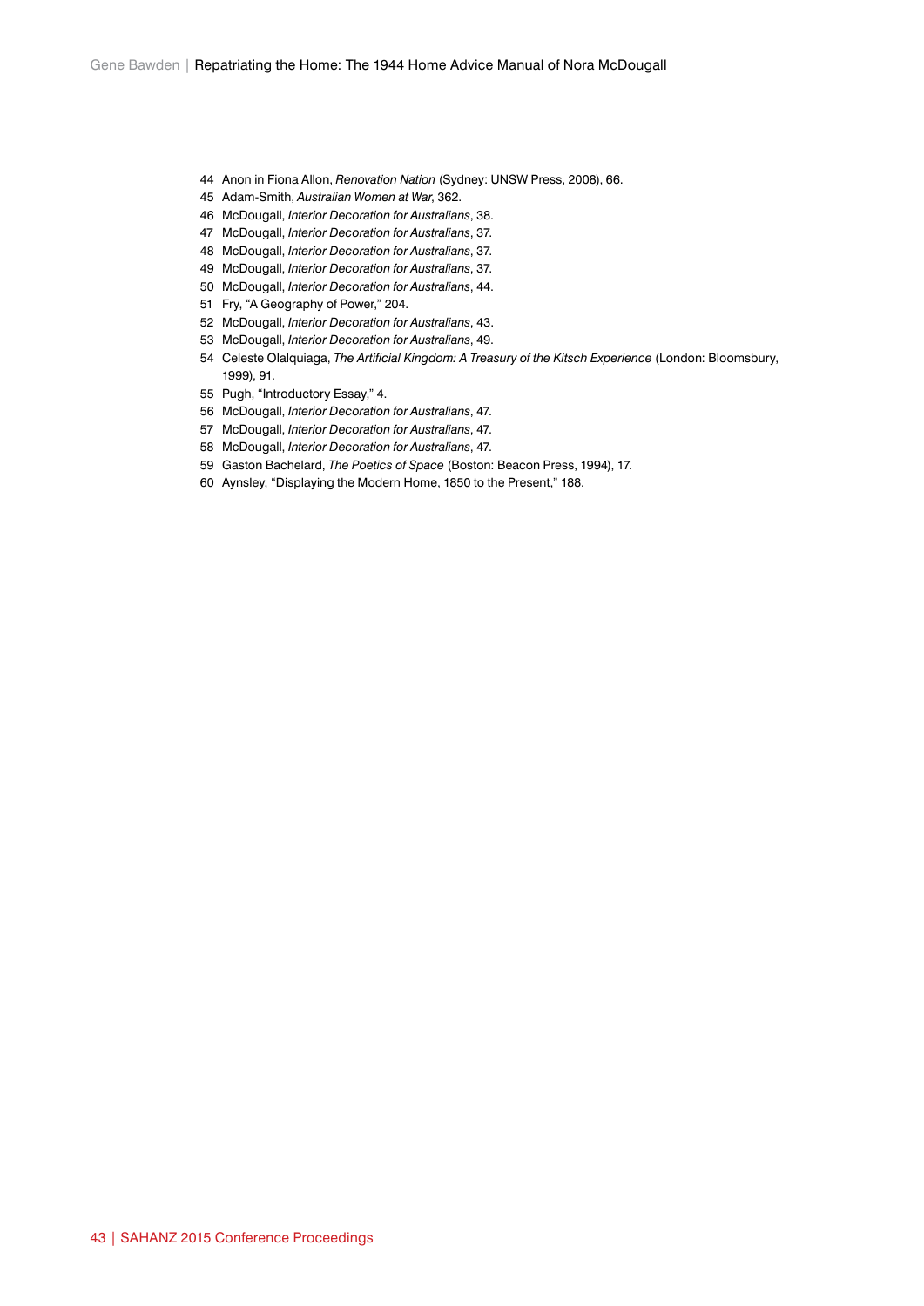44 Anon in Fiona Allon, *Renovation Nation* (Sydney: UNSW Press, 2008), 66.
45 Adam-Smith, *Australian Women at War*, 362.
46 McDougall, *Interior Decoration for Australians*, 38.
47 McDougall, *Interior Decoration for Australians*, 37.
48 McDougall, *Interior Decoration for Australians*, 37.
49 McDougall, *Interior Decoration for Australians*, 37.
50 McDougall, *Interior Decoration for Australians*, 44.
51 Fry, "A Geography of Power," 204.
52 McDougall, *Interior Decoration for Australians*, 43.
53 McDougall, *Interior Decoration for Australians*, 49.
54 Celeste Olalquiaga, *The Artificial Kingdom: A Treasury of the Kitsch Experience* (London: Bloomsbury, 1999), 91.
55 Pugh, "Introductory Essay," 4.
56 McDougall, *Interior Decoration for Australians*, 47.
57 McDougall, *Interior Decoration for Australians*, 47.
58 McDougall, *Interior Decoration for Australians*, 47.
59 Gaston Bachelard, *The Poetics of Space* (Boston: Beacon Press, 1994), 17.
60 Aynsley, "Displaying the Modern Home, 1850 to the Present," 188.